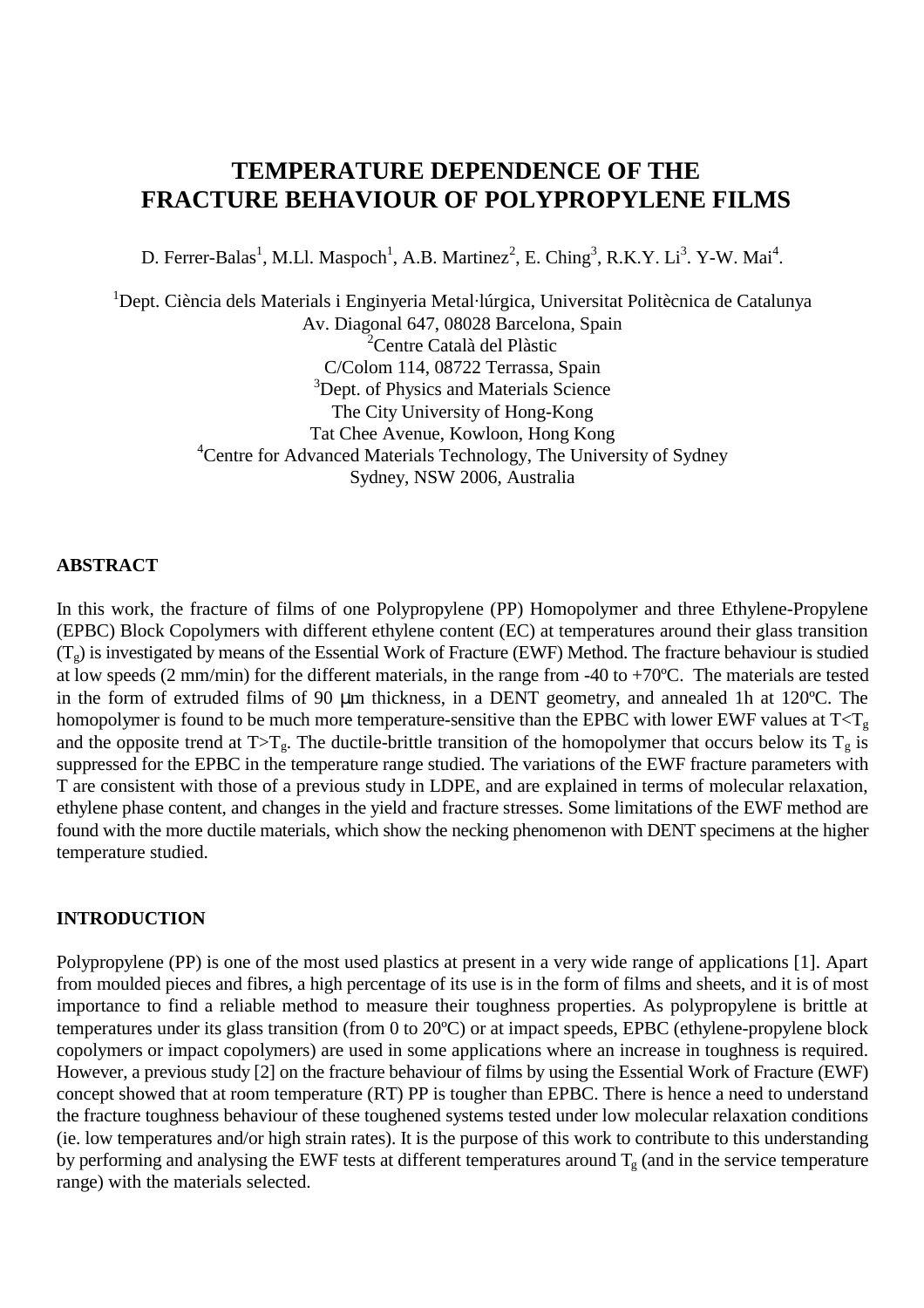# TEMPERATURE DEPENDENCE OF THE FRACTURE BEHAVIOUR OF POLYPROPYLENE FILMS

D. Ferrer-Balas[1], M.Ll. Maspoch[1], A.B. Martinez[2], E. Ching[3], R.K.Y. Li[3]. Y-W. Mai[4].

[1]Dept. Ciència dels Materials i Enginyeria Metal·lúrgica, Universitat Politècnica de Catalunya
Av. Diagonal 647, 08028 Barcelona, Spain
[2]Centre Català del Plàstic
C/Colom 114, 08722 Terrassa, Spain
[3]Dept. of Physics and Materials Science
The City University of Hong-Kong
Tat Chee Avenue, Kowloon, Hong Kong
[4]Centre for Advanced Materials Technology, The University of Sydney
Sydney, NSW 2006, Australia

## ABSTRACT

In this work, the fracture of films of one Polypropylene (PP) Homopolymer and three Ethylene-Propylene (EPBC) Block Copolymers with different ethylene content (EC) at temperatures around their glass transition ($T_g$) is investigated by means of the Essential Work of Fracture (EWF) Method. The fracture behaviour is studied at low speeds (2 mm/min) for the different materials, in the range from -40 to +70ºC. The materials are tested in the form of extruded films of 90 μm thickness, in a DENT geometry, and annealed 1h at 120ºC. The homopolymer is found to be much more temperature-sensitive than the EPBC with lower EWF values at $T<T_g$ and the opposite trend at $T>T_g$. The ductile-brittle transition of the homopolymer that occurs below its $T_g$ is suppressed for the EPBC in the temperature range studied. The variations of the EWF fracture parameters with T are consistent with those of a previous study in LDPE, and are explained in terms of molecular relaxation, ethylene phase content, and changes in the yield and fracture stresses. Some limitations of the EWF method are found with the more ductile materials, which show the necking phenomenon with DENT specimens at the higher temperature studied.

## INTRODUCTION

Polypropylene (PP) is one of the most used plastics at present in a very wide range of applications [1]. Apart from moulded pieces and fibres, a high percentage of its use is in the form of films and sheets, and it is of most importance to find a reliable method to measure their toughness properties. As polypropylene is brittle at temperatures under its glass transition (from 0 to 20ºC) or at impact speeds, EPBC (ethylene-propylene block copolymers or impact copolymers) are used in some applications where an increase in toughness is required. However, a previous study [2] on the fracture behaviour of films by using the Essential Work of Fracture (EWF) concept showed that at room temperature (RT) PP is tougher than EPBC. There is hence a need to understand the fracture toughness behaviour of these toughened systems tested under low molecular relaxation conditions (ie. low temperatures and/or high strain rates). It is the purpose of this work to contribute to this understanding by performing and analysing the EWF tests at different temperatures around $T_g$ (and in the service temperature range) with the materials selected.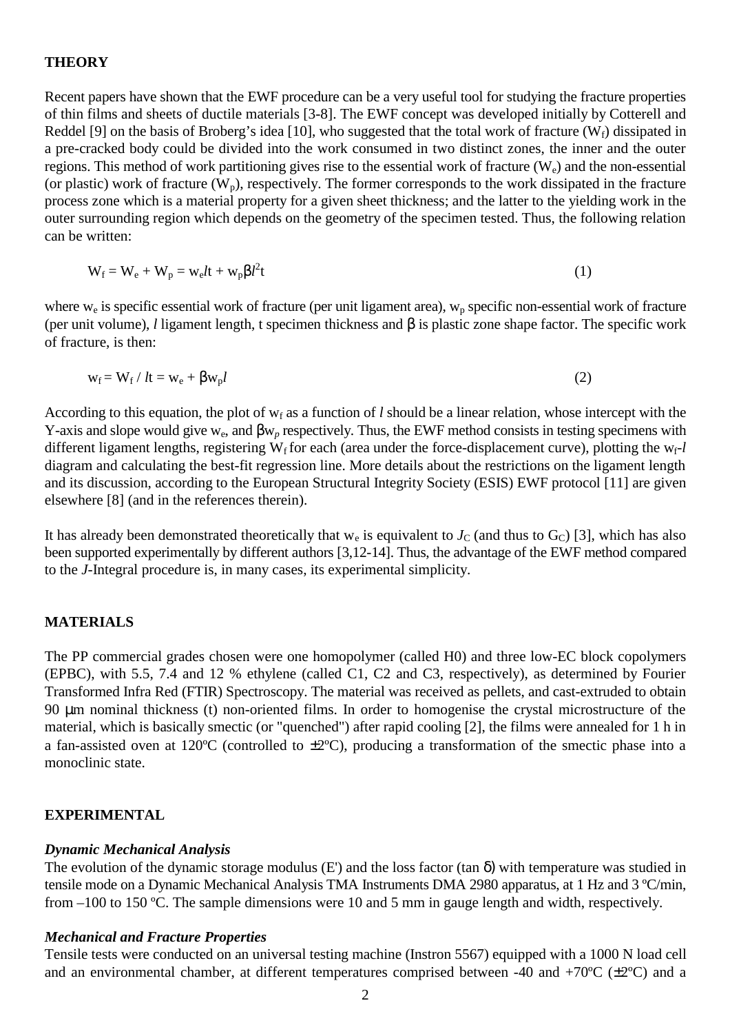## THEORY

Recent papers have shown that the EWF procedure can be a very useful tool for studying the fracture properties of thin films and sheets of ductile materials [3-8]. The EWF concept was developed initially by Cotterell and Reddel [9] on the basis of Broberg's idea [10], who suggested that the total work of fracture ($W_f$) dissipated in a pre-cracked body could be divided into the work consumed in two distinct zones, the inner and the outer regions. This method of work partitioning gives rise to the essential work of fracture ($W_e$) and the non-essential (or plastic) work of fracture ($W_p$), respectively. The former corresponds to the work dissipated in the fracture process zone which is a material property for a given sheet thickness; and the latter to the yielding work in the outer surrounding region which depends on the geometry of the specimen tested. Thus, the following relation can be written:

$$W_f = W_e + W_p = w_e l t + w_p \beta l^2 t \qquad (1)$$

where $w_e$ is specific essential work of fracture (per unit ligament area), $w_p$ specific non-essential work of fracture (per unit volume), $l$ ligament length, t specimen thickness and $\beta$ is plastic zone shape factor. The specific work of fracture, is then:

$$w_f = W_f / lt = w_e + \beta w_p l \qquad (2)$$

According to this equation, the plot of $w_f$ as a function of $l$ should be a linear relation, whose intercept with the Y-axis and slope would give $w_e$, and $\beta w_p$ respectively. Thus, the EWF method consists in testing specimens with different ligament lengths, registering $W_f$ for each (area under the force-displacement curve), plotting the $w_f$-$l$ diagram and calculating the best-fit regression line. More details about the restrictions on the ligament length and its discussion, according to the European Structural Integrity Society (ESIS) EWF protocol [11] are given elsewhere [8] (and in the references therein).

It has already been demonstrated theoretically that $w_e$ is equivalent to $J_C$ (and thus to $G_C$) [3], which has also been supported experimentally by different authors [3,12-14]. Thus, the advantage of the EWF method compared to the *J*-Integral procedure is, in many cases, its experimental simplicity.

## MATERIALS

The PP commercial grades chosen were one homopolymer (called H0) and three low-EC block copolymers (EPBC), with 5.5, 7.4 and 12 % ethylene (called C1, C2 and C3, respectively), as determined by Fourier Transformed Infra Red (FTIR) Spectroscopy. The material was received as pellets, and cast-extruded to obtain 90 μm nominal thickness (t) non-oriented films. In order to homogenise the crystal microstructure of the material, which is basically smectic (or "quenched") after rapid cooling [2], the films were annealed for 1 h in a fan-assisted oven at 120ºC (controlled to ±2ºC), producing a transformation of the smectic phase into a monoclinic state.

## EXPERIMENTAL

### *Dynamic Mechanical Analysis*

The evolution of the dynamic storage modulus (E') and the loss factor (tan δ) with temperature was studied in tensile mode on a Dynamic Mechanical Analysis TMA Instruments DMA 2980 apparatus, at 1 Hz and 3 ºC/min, from –100 to 150 ºC. The sample dimensions were 10 and 5 mm in gauge length and width, respectively.

### *Mechanical and Fracture Properties*

Tensile tests were conducted on an universal testing machine (Instron 5567) equipped with a 1000 N load cell and an environmental chamber, at different temperatures comprised between -40 and +70ºC (±2ºC) and a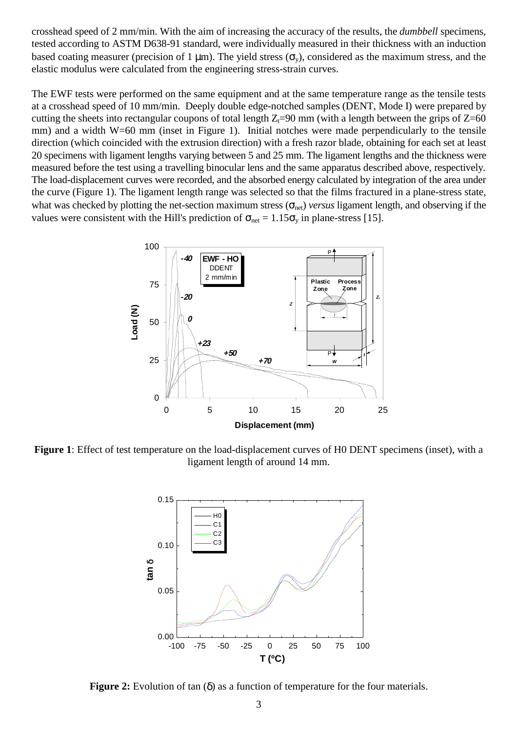crosshead speed of 2 mm/min. With the aim of increasing the accuracy of the results, the *dumbbell* specimens, tested according to ASTM D638-91 standard, were individually measured in their thickness with an induction based coating measurer (precision of 1 μm). The yield stress ($\sigma_y$), considered as the maximum stress, and the elastic modulus were calculated from the engineering stress-strain curves.

The EWF tests were performed on the same equipment and at the same temperature range as the tensile tests at a crosshead speed of 10 mm/min. Deeply double edge-notched samples (DENT, Mode I) were prepared by cutting the sheets into rectangular coupons of total length $Z_t$=90 mm (with a length between the grips of Z=60 mm) and a width W=60 mm (inset in Figure 1). Initial notches were made perpendicularly to the tensile direction (which coincided with the extrusion direction) with a fresh razor blade, obtaining for each set at least 20 specimens with ligament lengths varying between 5 and 25 mm. The ligament lengths and the thickness were measured before the test using a travelling binocular lens and the same apparatus described above, respectively. The load-displacement curves were recorded, and the absorbed energy calculated by integration of the area under the curve (Figure 1). The ligament length range was selected so that the films fractured in a plane-stress state, what was checked by plotting the net-section maximum stress ($\sigma_{net}$) *versus* ligament length, and observing if the values were consistent with the Hill's prediction of $\sigma_{net} = 1.15\sigma_y$ in plane-stress [15].

EWF - HO
DDENT
2 mm/min
-40
-20
0
+23
+50
+70
Load (N)
Displacement (mm)
Plastic Zone
Process Zone
P
z
$Z_t$
l
t
w

**Figure 1**: Effect of test temperature on the load-displacement curves of H0 DENT specimens (inset), with a ligament length of around 14 mm.

H0
C1
C2
C3
tan δ
T (°C)

**Figure 2:** Evolution of tan (δ) as a function of temperature for the four materials.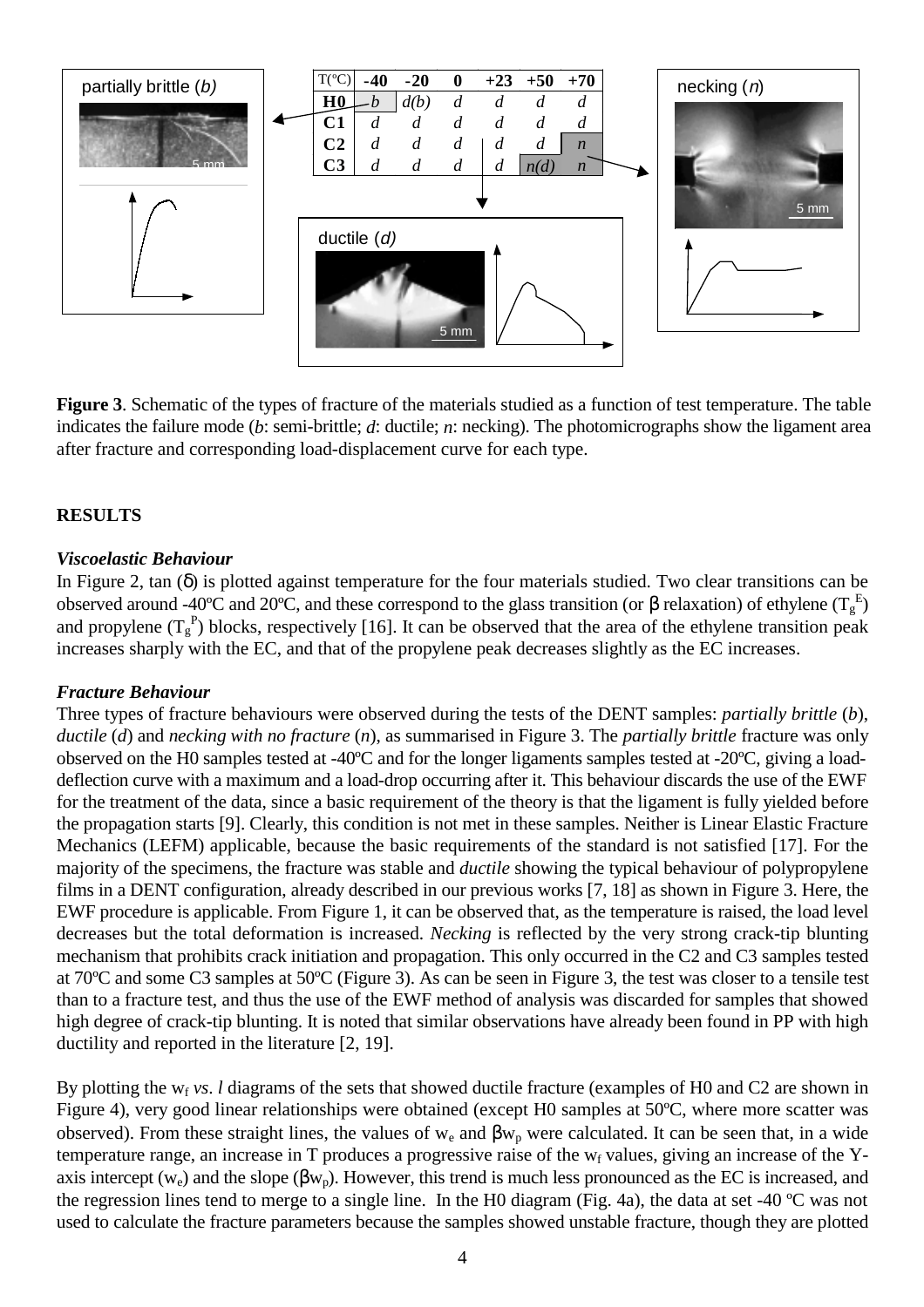partially brittle (*b*)

5 mm

| T(ºC) | -40 | -20 | 0 | +23 | +50 | +70 |
|---|---|---|---|---|---|---|
| H0 | *b* | *d(b)* | *d* | *d* | *d* | *d* |
| C1 | *d* | *d* | *d* | *d* | *d* | *d* |
| C2 | *d* | *d* | *d* | *d* | *d* | *n* |
| C3 | *d* | *d* | *d* | *d* | *n(d)* | *n* |

necking (*n*)

5 mm

ductile (*d*)

5 mm

**Figure 3**. Schematic of the types of fracture of the materials studied as a function of test temperature. The table indicates the failure mode (*b*: semi-brittle; *d*: ductile; *n*: necking). The photomicrographs show the ligament area after fracture and corresponding load-displacement curve for each type.

## RESULTS

### *Viscoelastic Behaviour*

In Figure 2, tan ($\delta$) is plotted against temperature for the four materials studied. Two clear transitions can be observed around -40ºC and 20ºC, and these correspond to the glass transition (or $\beta$ relaxation) of ethylene ($T_g^E$) and propylene ($T_g^P$) blocks, respectively [16]. It can be observed that the area of the ethylene transition peak increases sharply with the EC, and that of the propylene peak decreases slightly as the EC increases.

### *Fracture Behaviour*

Three types of fracture behaviours were observed during the tests of the DENT samples: *partially brittle* (*b*), *ductile* (*d*) and *necking with no fracture* (*n*), as summarised in Figure 3. The *partially brittle* fracture was only observed on the H0 samples tested at -40ºC and for the longer ligaments samples tested at -20ºC, giving a load-deflection curve with a maximum and a load-drop occurring after it. This behaviour discards the use of the EWF for the treatment of the data, since a basic requirement of the theory is that the ligament is fully yielded before the propagation starts [9]. Clearly, this condition is not met in these samples. Neither is Linear Elastic Fracture Mechanics (LEFM) applicable, because the basic requirements of the standard is not satisfied [17]. For the majority of the specimens, the fracture was stable and *ductile* showing the typical behaviour of polypropylene films in a DENT configuration, already described in our previous works [7, 18] as shown in Figure 3. Here, the EWF procedure is applicable. From Figure 1, it can be observed that, as the temperature is raised, the load level decreases but the total deformation is increased. *Necking* is reflected by the very strong crack-tip blunting mechanism that prohibits crack initiation and propagation. This only occurred in the C2 and C3 samples tested at 70ºC and some C3 samples at 50ºC (Figure 3). As can be seen in Figure 3, the test was closer to a tensile test than to a fracture test, and thus the use of the EWF method of analysis was discarded for samples that showed high degree of crack-tip blunting. It is noted that similar observations have already been found in PP with high ductility and reported in the literature [2, 19].

By plotting the $w_f$ *vs*. $l$ diagrams of the sets that showed ductile fracture (examples of H0 and C2 are shown in Figure 4), very good linear relationships were obtained (except H0 samples at 50ºC, where more scatter was observed). From these straight lines, the values of $w_e$ and $\beta w_p$ were calculated. It can be seen that, in a wide temperature range, an increase in T produces a progressive raise of the $w_f$ values, giving an increase of the Y-axis intercept ($w_e$) and the slope ($\beta w_p$). However, this trend is much less pronounced as the EC is increased, and the regression lines tend to merge to a single line. In the H0 diagram (Fig. 4a), the data at set -40 ºC was not used to calculate the fracture parameters because the samples showed unstable fracture, though they are plotted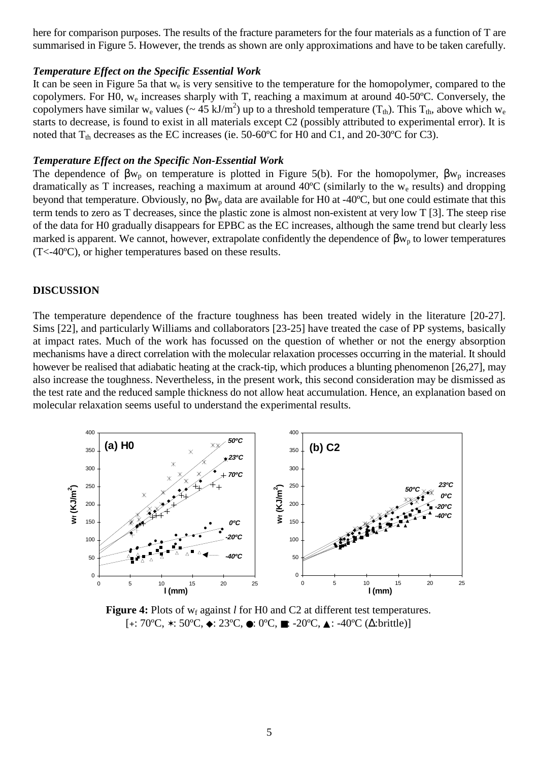here for comparison purposes. The results of the fracture parameters for the four materials as a function of T are summarised in Figure 5. However, the trends as shown are only approximations and have to be taken carefully.

### *Temperature Effect on the Specific Essential Work*

It can be seen in Figure 5a that $w_e$ is very sensitive to the temperature for the homopolymer, compared to the copolymers. For H0, $w_e$ increases sharply with T, reaching a maximum at around 40-50ºC. Conversely, the copolymers have similar $w_e$ values (~ 45 kJ/m$^2$) up to a threshold temperature ($T_{th}$). This $T_{th}$, above which $w_e$ starts to decrease, is found to exist in all materials except C2 (possibly attributed to experimental error). It is noted that $T_{th}$ decreases as the EC increases (ie. 50-60ºC for H0 and C1, and 20-30ºC for C3).

### *Temperature Effect on the Specific Non-Essential Work*

The dependence of $\beta w_p$ on temperature is plotted in Figure 5(b). For the homopolymer, $\beta w_p$ increases dramatically as T increases, reaching a maximum at around 40ºC (similarly to the $w_e$ results) and dropping beyond that temperature. Obviously, no $\beta w_p$ data are available for H0 at -40ºC, but one could estimate that this term tends to zero as T decreases, since the plastic zone is almost non-existent at very low T [3]. The steep rise of the data for H0 gradually disappears for EPBC as the EC increases, although the same trend but clearly less marked is apparent. We cannot, however, extrapolate confidently the dependence of $\beta w_p$ to lower temperatures (T<-40ºC), or higher temperatures based on these results.

## DISCUSSION

The temperature dependence of the fracture toughness has been treated widely in the literature [20-27]. Sims [22], and particularly Williams and collaborators [23-25] have treated the case of PP systems, basically at impact rates. Much of the work has focussed on the question of whether or not the energy absorption mechanisms have a direct correlation with the molecular relaxation processes occurring in the material. It should however be realised that adiabatic heating at the crack-tip, which produces a blunting phenomenon [26,27], may also increase the toughness. Nevertheless, in the present work, this second consideration may be dismissed as the test rate and the reduced sample thickness do not allow heat accumulation. Hence, an explanation based on molecular relaxation seems useful to understand the experimental results.

(a) H0
$w_f$ (KJ/m$^2$)
l (mm)
50ºC
23ºC
70ºC
0ºC
-20ºC
-40ºC

(b) C2
$w_f$ (KJ/m$^2$)
l (mm)
50ºC
23ºC
0ºC
-20ºC
-40ºC

**Figure 4:** Plots of $w_f$ against *l* for H0 and C2 at different test temperatures. [+: 70ºC, ∗: 50ºC, ◆: 23ºC, ●: 0ºC, ■: -20ºC, ▲: -40ºC (Δ:brittle)]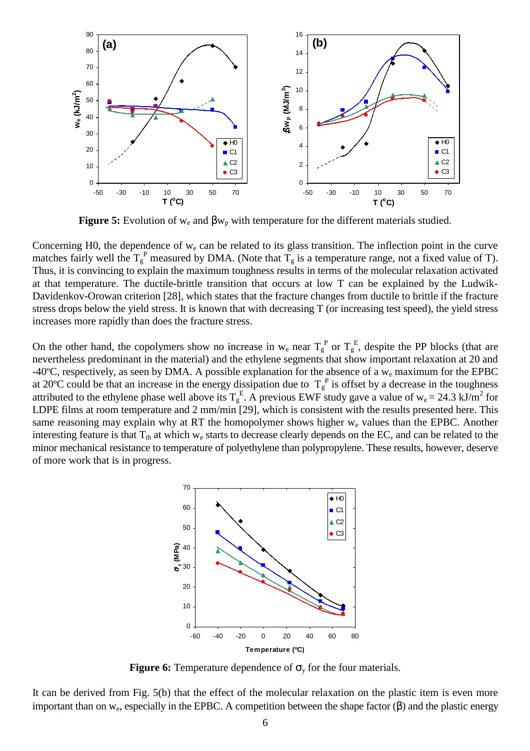(a)

90
80
70
60
50
40
30
20
10
0

$w_e$ (kJ/m$^2$)

-50 -30 -10 10 30 50 70

T (ºC)

H0
C1
C2
C3

(b)

16
14
12
10
8
6
4
2
0

$\beta w_p$ (MJ/m$^3$)

-50 -30 -10 10 30 50 70

T (ºC)

H0
C1
C2
C3

**Figure 5:** Evolution of $w_e$ and $\beta w_p$ with temperature for the different materials studied.

Concerning H0, the dependence of $w_e$ can be related to its glass transition. The inflection point in the curve matches fairly well the $T_g^P$ measured by DMA. (Note that $T_g$ is a temperature range, not a fixed value of T). Thus, it is convincing to explain the maximum toughness results in terms of the molecular relaxation activated at that temperature. The ductile-brittle transition that occurs at low T can be explained by the Ludwik-Davidenkov-Orowan criterion [28], which states that the fracture changes from ductile to brittle if the fracture stress drops below the yield stress. It is known that with decreasing T (or increasing test speed), the yield stress increases more rapidly than does the fracture stress.

On the other hand, the copolymers show no increase in $w_e$ near $T_g^P$ or $T_g^E$, despite the PP blocks (that are nevertheless predominant in the material) and the ethylene segments that show important relaxation at 20 and -40ºC, respectively, as seen by DMA. A possible explanation for the absence of a $w_e$ maximum for the EPBC at 20ºC could be that an increase in the energy dissipation due to $T_g^P$ is offset by a decrease in the toughness attributed to the ethylene phase well above its $T_g^E$. A previous EWF study gave a value of $w_e = 24.3$ kJ/m$^2$ for LDPE films at room temperature and 2 mm/min [29], which is consistent with the results presented here. This same reasoning may explain why at RT the homopolymer shows higher $w_e$ values than the EPBC. Another interesting feature is that $T_{th}$ at which $w_e$ starts to decrease clearly depends on the EC, and can be related to the minor mechanical resistance to temperature of polyethylene than polypropylene. These results, however, deserve of more work that is in progress.

70
60
50
40
30
20
10
0

$\sigma_y$ (MPa)

-60 -40 -20 0 20 40 60 80

Temperature (ºC)

H0
C1
C2
C3

**Figure 6:** Temperature dependence of $\sigma_y$ for the four materials.

It can be derived from Fig. 5(b) that the effect of the molecular relaxation on the plastic item is even more important than on $w_e$, especially in the EPBC. A competition between the shape factor ($\beta$) and the plastic energy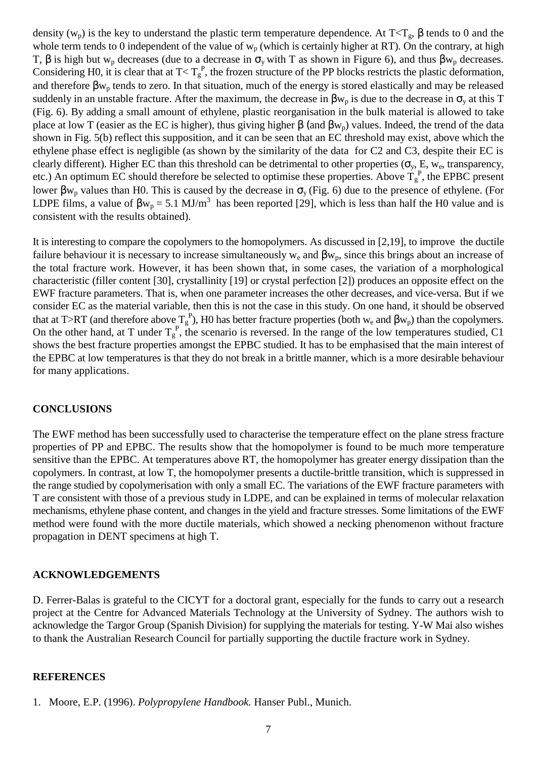density ($w_p$) is the key to understand the plastic term temperature dependence. At $T<T_g$, $\beta$ tends to 0 and the whole term tends to 0 independent of the value of $w_p$ (which is certainly higher at RT). On the contrary, at high T, $\beta$ is high but $w_p$ decreases (due to a decrease in $\sigma_y$ with T as shown in Figure 6), and thus $\beta w_p$ decreases. Considering H0, it is clear that at $T< T_g^P$, the frozen structure of the PP blocks restricts the plastic deformation, and therefore $\beta w_p$ tends to zero. In that situation, much of the energy is stored elastically and may be released suddenly in an unstable fracture. After the maximum, the decrease in $\beta w_p$ is due to the decrease in $\sigma_y$ at this T (Fig. 6). By adding a small amount of ethylene, plastic reorganisation in the bulk material is allowed to take place at low T (easier as the EC is higher), thus giving higher $\beta$ (and $\beta w_p$) values. Indeed, the trend of the data shown in Fig. 5(b) reflect this supposition, and it can be seen that an EC threshold may exist, above which the ethylene phase effect is negligible (as shown by the similarity of the data for C2 and C3, despite their EC is clearly different). Higher EC than this threshold can be detrimental to other properties ($\sigma_y$, E, $w_e$, transparency, etc.) An optimum EC should therefore be selected to optimise these properties. Above $T_g^P$, the EPBC present lower $\beta w_p$ values than H0. This is caused by the decrease in $\sigma_y$ (Fig. 6) due to the presence of ethylene. (For LDPE films, a value of $\beta w_p = 5.1$ MJ/m$^3$ has been reported [29], which is less than half the H0 value and is consistent with the results obtained).

It is interesting to compare the copolymers to the homopolymers. As discussed in [2,19], to improve the ductile failure behaviour it is necessary to increase simultaneously $w_e$ and $\beta w_p$, since this brings about an increase of the total fracture work. However, it has been shown that, in some cases, the variation of a morphological characteristic (filler content [30], crystallinity [19] or crystal perfection [2]) produces an opposite effect on the EWF fracture parameters. That is, when one parameter increases the other decreases, and vice-versa. But if we consider EC as the material variable, then this is not the case in this study. On one hand, it should be observed that at T>RT (and therefore above $T_g^P$), H0 has better fracture properties (both $w_e$ and $\beta w_p$) than the copolymers. On the other hand, at T under $T_g^P$, the scenario is reversed. In the range of the low temperatures studied, C1 shows the best fracture properties amongst the EPBC studied. It has to be emphasised that the main interest of the EPBC at low temperatures is that they do not break in a brittle manner, which is a more desirable behaviour for many applications.

## CONCLUSIONS

The EWF method has been successfully used to characterise the temperature effect on the plane stress fracture properties of PP and EPBC. The results show that the homopolymer is found to be much more temperature sensitive than the EPBC. At temperatures above RT, the homopolymer has greater energy dissipation than the copolymers. In contrast, at low T, the homopolymer presents a ductile-brittle transition, which is suppressed in the range studied by copolymerisation with only a small EC. The variations of the EWF fracture parameters with T are consistent with those of a previous study in LDPE, and can be explained in terms of molecular relaxation mechanisms, ethylene phase content, and changes in the yield and fracture stresses. Some limitations of the EWF method were found with the more ductile materials, which showed a necking phenomenon without fracture propagation in DENT specimens at high T.

## ACKNOWLEDGEMENTS

D. Ferrer-Balas is grateful to the CICYT for a doctoral grant, especially for the funds to carry out a research project at the Centre for Advanced Materials Technology at the University of Sydney. The authors wish to acknowledge the Targor Group (Spanish Division) for supplying the materials for testing. Y-W Mai also wishes to thank the Australian Research Council for partially supporting the ductile fracture work in Sydney.

## REFERENCES

1. Moore, E.P. (1996). *Polypropylene Handbook.* Hanser Publ., Munich.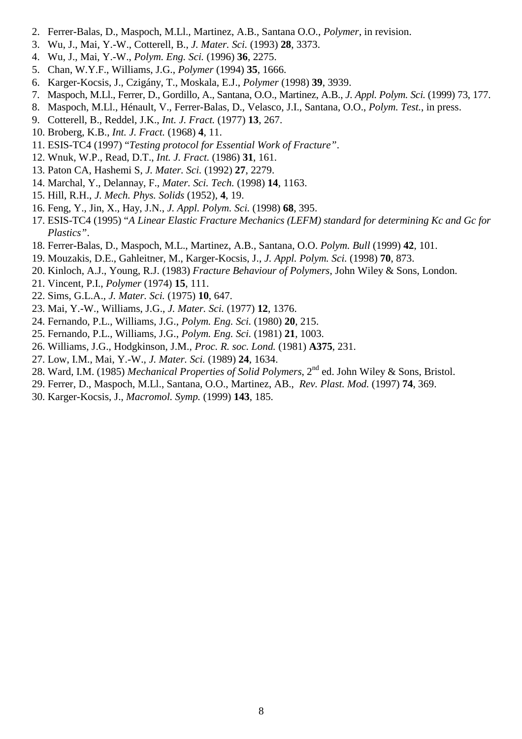2. Ferrer-Balas, D., Maspoch, M.Ll., Martinez, A.B., Santana O.O., *Polymer*, in revision.
3. Wu, J., Mai, Y.-W., Cotterell, B., *J. Mater. Sci.* (1993) **28**, 3373.
4. Wu, J., Mai, Y.-W., *Polym. Eng. Sci.* (1996) **36**, 2275.
5. Chan, W.Y.F., Williams, J.G., *Polymer* (1994) **35**, 1666.
6. Karger-Kocsis, J., Czigány, T., Moskala, E.J., *Polymer* (1998) **39**, 3939.
7. Maspoch, M.Ll., Ferrer, D., Gordillo, A., Santana, O.O., Martinez, A.B., *J. Appl. Polym. Sci.* (1999) 73, 177.
8. Maspoch, M.Ll., Hénault, V., Ferrer-Balas, D., Velasco, J.I., Santana, O.O., *Polym. Test.*, in press.
9. Cotterell, B., Reddel, J.K., *Int. J. Fract.* (1977) **13**, 267.
10. Broberg, K.B., *Int. J. Fract.* (1968) **4**, 11.
11. ESIS-TC4 (1997) "*Testing protocol for Essential Work of Fracture*".
12. Wnuk, W.P., Read, D.T., *Int. J. Fract.* (1986) **31**, 161.
13. Paton CA, Hashemi S, *J. Mater. Sci.* (1992) **27**, 2279.
14. Marchal, Y., Delannay, F., *Mater. Sci. Tech.* (1998) **14**, 1163.
15. Hill, R.H., *J. Mech. Phys. Solids* (1952), **4**, 19.
16. Feng, Y., Jin, X., Hay, J.N., *J. Appl. Polym. Sci.* (1998) **68**, 395.
17. ESIS-TC4 (1995) "*A Linear Elastic Fracture Mechanics (LEFM) standard for determining Kc and Gc for Plastics*".
18. Ferrer-Balas, D., Maspoch, M.L., Martinez, A.B., Santana, O.O. *Polym. Bull* (1999) **42**, 101.
19. Mouzakis, D.E., Gahleitner, M., Karger-Kocsis, J., *J. Appl. Polym. Sci.* (1998) **70**, 873.
20. Kinloch, A.J., Young, R.J. (1983) *Fracture Behaviour of Polymers*, John Wiley & Sons, London.
21. Vincent, P.I., *Polymer* (1974) **15**, 111.
22. Sims, G.L.A., *J. Mater. Sci.* (1975) **10**, 647.
23. Mai, Y.-W., Williams, J.G., *J. Mater. Sci.* (1977) **12**, 1376.
24. Fernando, P.L., Williams, J.G., *Polym. Eng. Sci.* (1980) **20**, 215.
25. Fernando, P.L., Williams, J.G., *Polym. Eng. Sci.* (1981) **21**, 1003.
26. Williams, J.G., Hodgkinson, J.M., *Proc. R. soc. Lond.* (1981) **A375**, 231.
27. Low, I.M., Mai, Y.-W., *J. Mater. Sci.* (1989) **24**, 1634.
28. Ward, I.M. (1985) *Mechanical Properties of Solid Polymers*, 2nd ed. John Wiley & Sons, Bristol.
29. Ferrer, D., Maspoch, M.Ll., Santana, O.O., Martinez, AB., *Rev. Plast. Mod.* (1997) **74**, 369.
30. Karger-Kocsis, J., *Macromol. Symp.* (1999) **143**, 185.